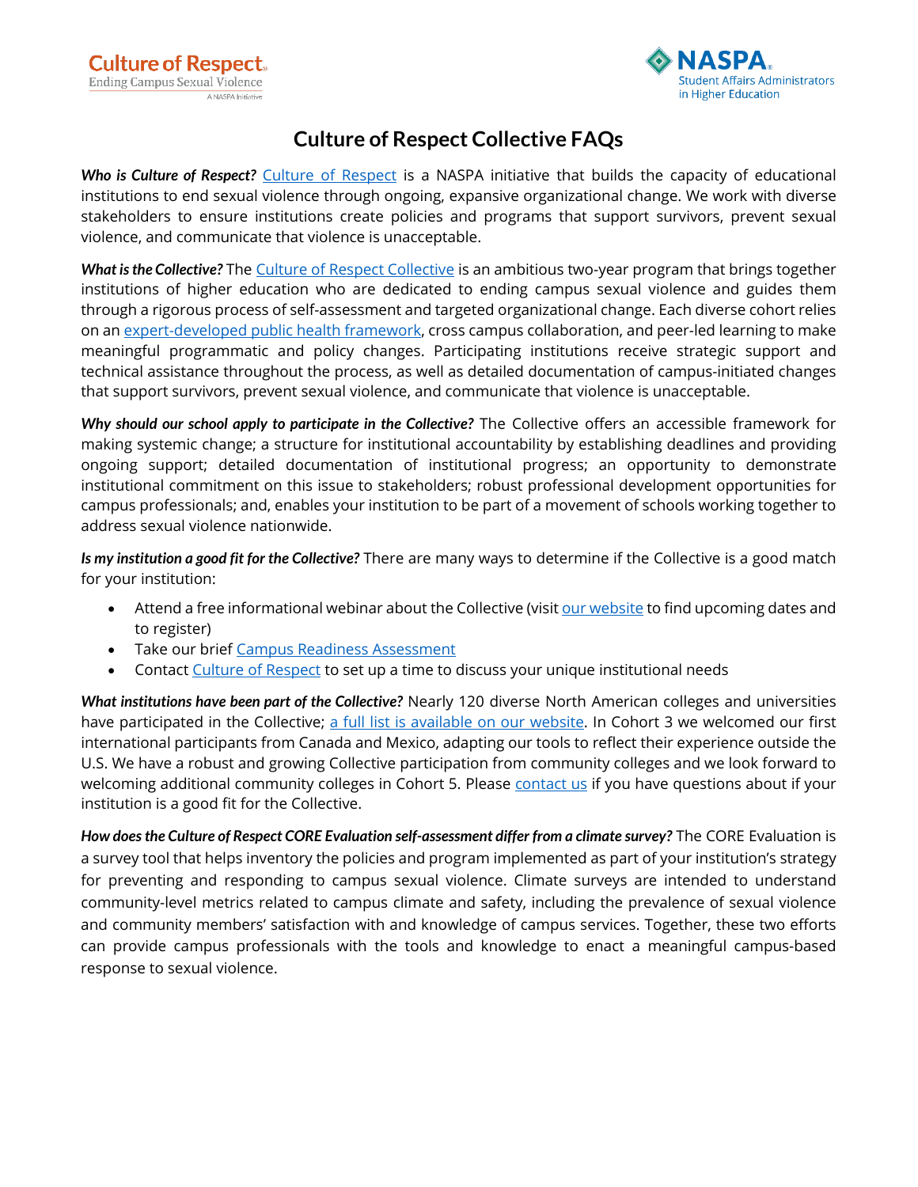# Culture of Respect Collective FAQs

***Who is Culture of Respect?*** Culture of Respect is a NASPA initiative that builds the capacity of educational institutions to end sexual violence through ongoing, expansive organizational change. We work with diverse stakeholders to ensure institutions create policies and programs that support survivors, prevent sexual violence, and communicate that violence is unacceptable.

***What is the Collective?*** The Culture of Respect Collective is an ambitious two-year program that brings together institutions of higher education who are dedicated to ending campus sexual violence and guides them through a rigorous process of self-assessment and targeted organizational change. Each diverse cohort relies on an expert-developed public health framework, cross campus collaboration, and peer-led learning to make meaningful programmatic and policy changes. Participating institutions receive strategic support and technical assistance throughout the process, as well as detailed documentation of campus-initiated changes that support survivors, prevent sexual violence, and communicate that violence is unacceptable.

***Why should our school apply to participate in the Collective?*** The Collective offers an accessible framework for making systemic change; a structure for institutional accountability by establishing deadlines and providing ongoing support; detailed documentation of institutional progress; an opportunity to demonstrate institutional commitment on this issue to stakeholders; robust professional development opportunities for campus professionals; and, enables your institution to be part of a movement of schools working together to address sexual violence nationwide.

***Is my institution a good fit for the Collective?*** There are many ways to determine if the Collective is a good match for your institution:

- Attend a free informational webinar about the Collective (visit our website to find upcoming dates and to register)
- Take our brief Campus Readiness Assessment
- Contact Culture of Respect to set up a time to discuss your unique institutional needs

***What institutions have been part of the Collective?*** Nearly 120 diverse North American colleges and universities have participated in the Collective; a full list is available on our website. In Cohort 3 we welcomed our first international participants from Canada and Mexico, adapting our tools to reflect their experience outside the U.S. We have a robust and growing Collective participation from community colleges and we look forward to welcoming additional community colleges in Cohort 5. Please contact us if you have questions about if your institution is a good fit for the Collective.

***How does the Culture of Respect CORE Evaluation self-assessment differ from a climate survey?*** The CORE Evaluation is a survey tool that helps inventory the policies and program implemented as part of your institution's strategy for preventing and responding to campus sexual violence. Climate surveys are intended to understand community-level metrics related to campus climate and safety, including the prevalence of sexual violence and community members' satisfaction with and knowledge of campus services. Together, these two efforts can provide campus professionals with the tools and knowledge to enact a meaningful campus-based response to sexual violence.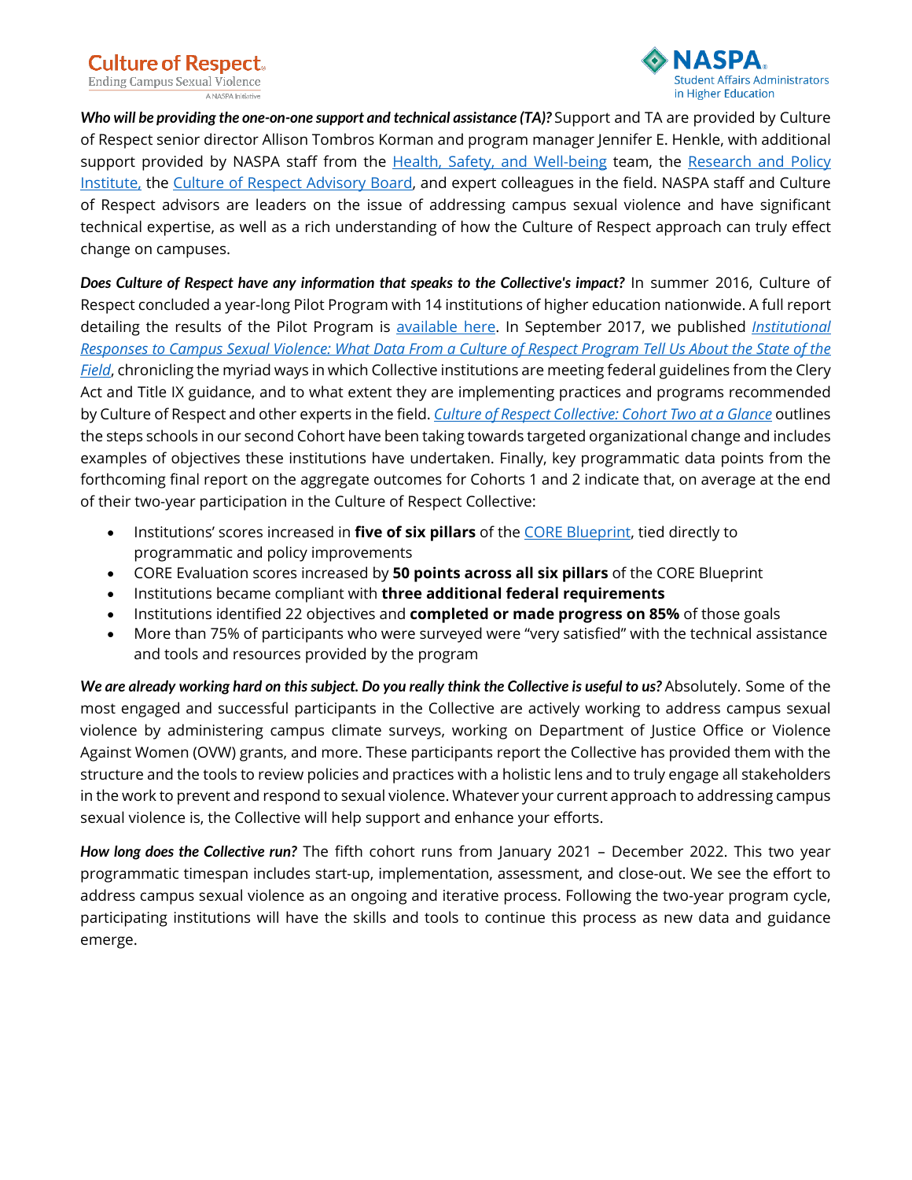***Who will be providing the one-on-one support and technical assistance (TA)?*** Support and TA are provided by Culture of Respect senior director Allison Tombros Korman and program manager Jennifer E. Henkle, with additional support provided by NASPA staff from the Health, Safety, and Well-being team, the Research and Policy Institute, the Culture of Respect Advisory Board, and expert colleagues in the field. NASPA staff and Culture of Respect advisors are leaders on the issue of addressing campus sexual violence and have significant technical expertise, as well as a rich understanding of how the Culture of Respect approach can truly effect change on campuses.

***Does Culture of Respect have any information that speaks to the Collective's impact?*** In summer 2016, Culture of Respect concluded a year-long Pilot Program with 14 institutions of higher education nationwide. A full report detailing the results of the Pilot Program is available here. In September 2017, we published *Institutional Responses to Campus Sexual Violence: What Data From a Culture of Respect Program Tell Us About the State of the Field*, chronicling the myriad ways in which Collective institutions are meeting federal guidelines from the Clery Act and Title IX guidance, and to what extent they are implementing practices and programs recommended by Culture of Respect and other experts in the field. *Culture of Respect Collective: Cohort Two at a Glance* outlines the steps schools in our second Cohort have been taking towards targeted organizational change and includes examples of objectives these institutions have undertaken. Finally, key programmatic data points from the forthcoming final report on the aggregate outcomes for Cohorts 1 and 2 indicate that, on average at the end of their two-year participation in the Culture of Respect Collective:

- Institutions' scores increased in **five of six pillars** of the CORE Blueprint, tied directly to programmatic and policy improvements
- CORE Evaluation scores increased by **50 points across all six pillars** of the CORE Blueprint
- Institutions became compliant with **three additional federal requirements**
- Institutions identified 22 objectives and **completed or made progress on 85%** of those goals
- More than 75% of participants who were surveyed were "very satisfied" with the technical assistance and tools and resources provided by the program

***We are already working hard on this subject. Do you really think the Collective is useful to us?*** Absolutely. Some of the most engaged and successful participants in the Collective are actively working to address campus sexual violence by administering campus climate surveys, working on Department of Justice Office or Violence Against Women (OVW) grants, and more. These participants report the Collective has provided them with the structure and the tools to review policies and practices with a holistic lens and to truly engage all stakeholders in the work to prevent and respond to sexual violence. Whatever your current approach to addressing campus sexual violence is, the Collective will help support and enhance your efforts.

***How long does the Collective run?*** The fifth cohort runs from January 2021 – December 2022. This two year programmatic timespan includes start-up, implementation, assessment, and close-out. We see the effort to address campus sexual violence as an ongoing and iterative process. Following the two-year program cycle, participating institutions will have the skills and tools to continue this process as new data and guidance emerge.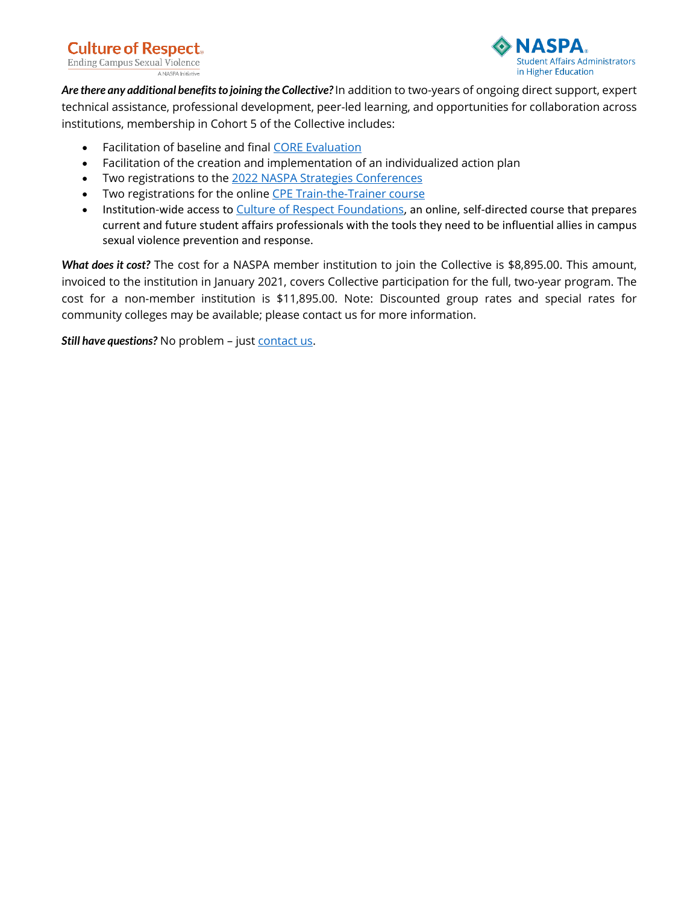***Are there any additional benefits to joining the Collective?*** In addition to two-years of ongoing direct support, expert technical assistance, professional development, peer-led learning, and opportunities for collaboration across institutions, membership in Cohort 5 of the Collective includes:

- Facilitation of baseline and final CORE Evaluation
- Facilitation of the creation and implementation of an individualized action plan
- Two registrations to the 2022 NASPA Strategies Conferences
- Two registrations for the online CPE Train-the-Trainer course
- Institution-wide access to Culture of Respect Foundations, an online, self-directed course that prepares current and future student affairs professionals with the tools they need to be influential allies in campus sexual violence prevention and response.

***What does it cost?*** The cost for a NASPA member institution to join the Collective is $8,895.00. This amount, invoiced to the institution in January 2021, covers Collective participation for the full, two-year program. The cost for a non-member institution is $11,895.00. Note: Discounted group rates and special rates for community colleges may be available; please contact us for more information.

***Still have questions?*** No problem – just contact us.